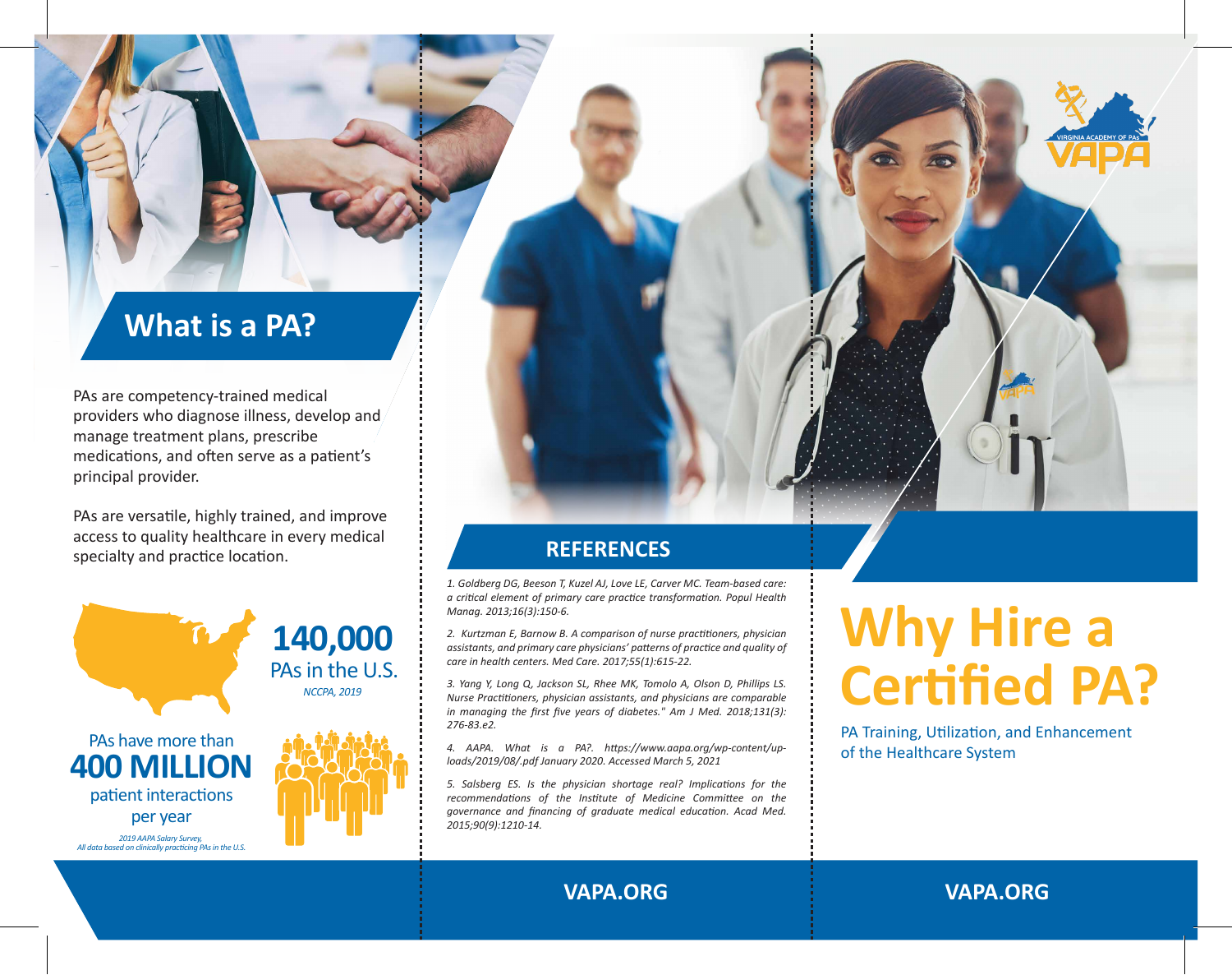## What is a PA?

PAs are competency-trained medical providers who diagnose illness, develop and manage treatment plans, prescribe medications, and often serve as a patient's principal provider.

PAs are versatile, highly trained, and improve access to quality healthcare in every medical specialty and practice location.

**140,000**
PAs in the U.S.
*NCCPA, 2019*

PAs have more than
**400 MILLION**
patient interactions per year

*2019 AAPA Salary Survey,*
*All data based on clinically practicing PAs in the U.S.*

## REFERENCES

*1. Goldberg DG, Beeson T, Kuzel AJ, Love LE, Carver MC. Team-based care: a critical element of primary care practice transformation. Popul Health Manag. 2013;16(3):150-6.*

*2. Kurtzman E, Barnow B. A comparison of nurse practitioners, physician assistants, and primary care physicians' patterns of practice and quality of care in health centers. Med Care. 2017;55(1):615-22.*

*3. Yang Y, Long Q, Jackson SL, Rhee MK, Tomolo A, Olson D, Phillips LS. Nurse Practitioners, physician assistants, and physicians are comparable in managing the first five years of diabetes." Am J Med. 2018;131(3): 276-83.e2.*

*4. AAPA. What is a PA?. https://www.aapa.org/wp-content/uploads/2019/08/.pdf January 2020. Accessed March 5, 2021*

*5. Salsberg ES. Is the physician shortage real? Implications for the recommendations of the Institute of Medicine Committee on the governance and financing of graduate medical education. Acad Med. 2015;90(9):1210-14.*

**VAPA.ORG**

VIRGINIA ACADEMY OF PAs
VAPA

# Why Hire a Certified PA?

PA Training, Utilization, and Enhancement of the Healthcare System

**VAPA.ORG**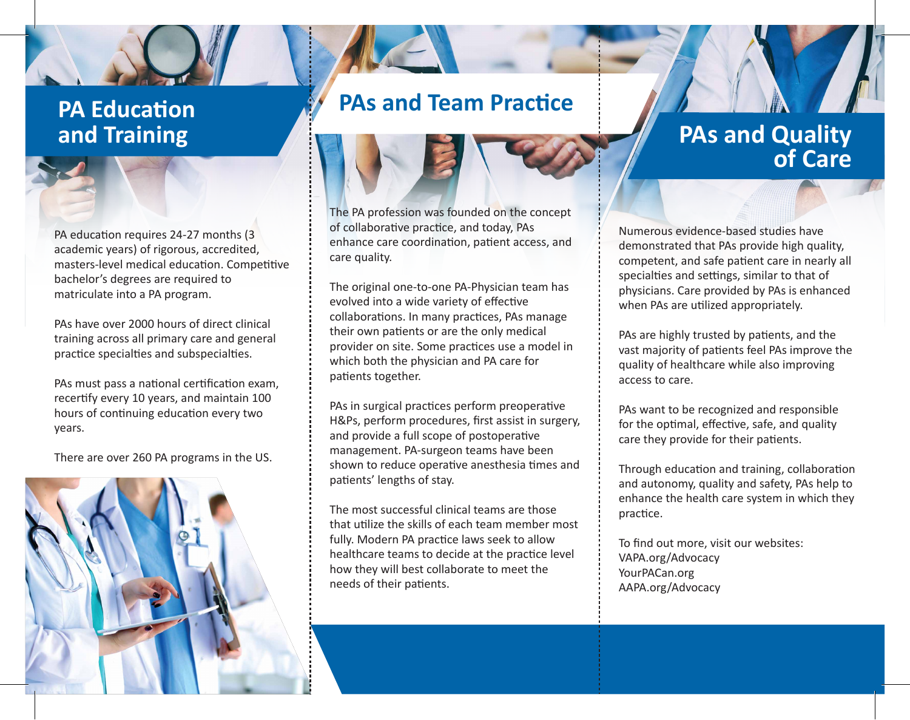## PA Education and Training

PA education requires 24-27 months (3 academic years) of rigorous, accredited, masters-level medical education. Competitive bachelor's degrees are required to matriculate into a PA program.

PAs have over 2000 hours of direct clinical training across all primary care and general practice specialties and subspecialties.

PAs must pass a national certification exam, recertify every 10 years, and maintain 100 hours of continuing education every two years.

There are over 260 PA programs in the US.

## PAs and Team Practice

The PA profession was founded on the concept of collaborative practice, and today, PAs enhance care coordination, patient access, and care quality.

The original one-to-one PA-Physician team has evolved into a wide variety of effective collaborations. In many practices, PAs manage their own patients or are the only medical provider on site. Some practices use a model in which both the physician and PA care for patients together.

PAs in surgical practices perform preoperative H&Ps, perform procedures, first assist in surgery, and provide a full scope of postoperative management. PA-surgeon teams have been shown to reduce operative anesthesia times and patients' lengths of stay.

The most successful clinical teams are those that utilize the skills of each team member most fully. Modern PA practice laws seek to allow healthcare teams to decide at the practice level how they will best collaborate to meet the needs of their patients.

## PAs and Quality of Care

Numerous evidence-based studies have demonstrated that PAs provide high quality, competent, and safe patient care in nearly all specialties and settings, similar to that of physicians. Care provided by PAs is enhanced when PAs are utilized appropriately.

PAs are highly trusted by patients, and the vast majority of patients feel PAs improve the quality of healthcare while also improving access to care.

PAs want to be recognized and responsible for the optimal, effective, safe, and quality care they provide for their patients.

Through education and training, collaboration and autonomy, quality and safety, PAs help to enhance the health care system in which they practice.

To find out more, visit our websites:
VAPA.org/Advocacy
YourPACan.org
AAPA.org/Advocacy